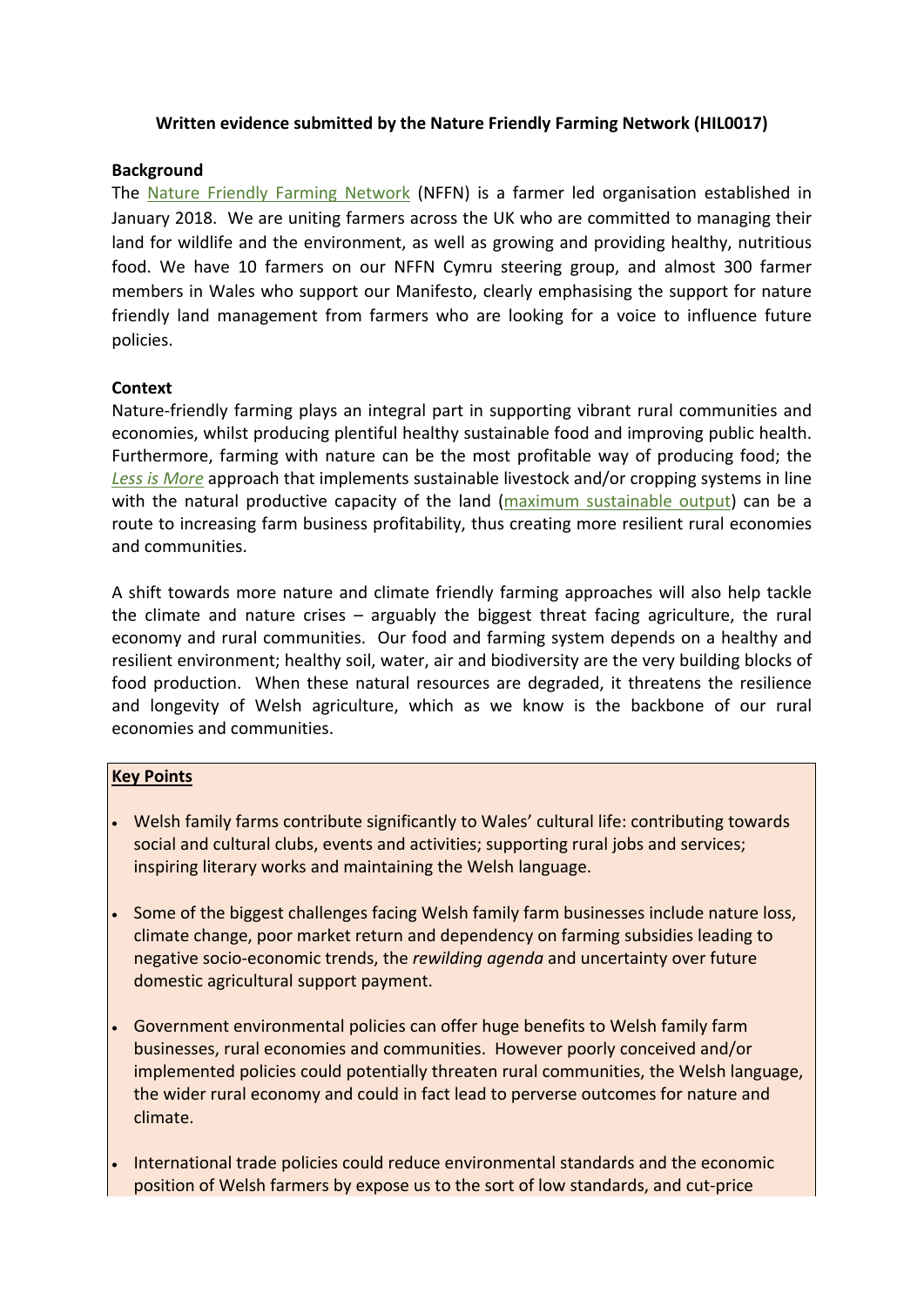**Written evidence submitted by the Nature Friendly Farming Network (HIL0017)**

**Background**

The Nature Friendly Farming Network (NFFN) is a farmer led organisation established in January 2018. We are uniting farmers across the UK who are committed to managing their land for wildlife and the environment, as well as growing and providing healthy, nutritious food. We have 10 farmers on our NFFN Cymru steering group, and almost 300 farmer members in Wales who support our Manifesto, clearly emphasising the support for nature friendly land management from farmers who are looking for a voice to influence future policies.

**Context**

Nature-friendly farming plays an integral part in supporting vibrant rural communities and economies, whilst producing plentiful healthy sustainable food and improving public health. Furthermore, farming with nature can be the most profitable way of producing food; the *Less is More* approach that implements sustainable livestock and/or cropping systems in line with the natural productive capacity of the land (maximum sustainable output) can be a route to increasing farm business profitability, thus creating more resilient rural economies and communities.

A shift towards more nature and climate friendly farming approaches will also help tackle the climate and nature crises – arguably the biggest threat facing agriculture, the rural economy and rural communities. Our food and farming system depends on a healthy and resilient environment; healthy soil, water, air and biodiversity are the very building blocks of food production. When these natural resources are degraded, it threatens the resilience and longevity of Welsh agriculture, which as we know is the backbone of our rural economies and communities.

**Key Points**

- Welsh family farms contribute significantly to Wales' cultural life: contributing towards social and cultural clubs, events and activities; supporting rural jobs and services; inspiring literary works and maintaining the Welsh language.
- Some of the biggest challenges facing Welsh family farm businesses include nature loss, climate change, poor market return and dependency on farming subsidies leading to negative socio-economic trends, the *rewilding agenda* and uncertainty over future domestic agricultural support payment.
- Government environmental policies can offer huge benefits to Welsh family farm businesses, rural economies and communities. However poorly conceived and/or implemented policies could potentially threaten rural communities, the Welsh language, the wider rural economy and could in fact lead to perverse outcomes for nature and climate.
- International trade policies could reduce environmental standards and the economic position of Welsh farmers by expose us to the sort of low standards, and cut-price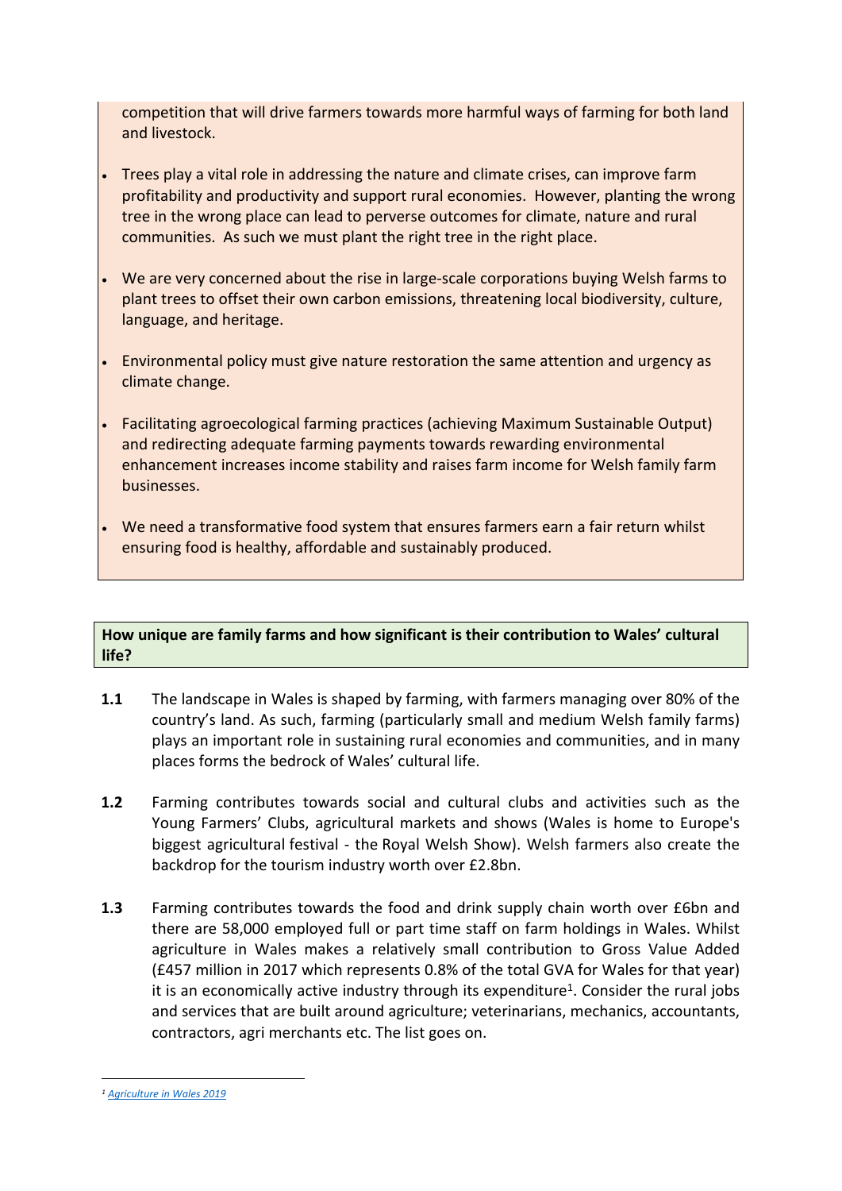competition that will drive farmers towards more harmful ways of farming for both land and livestock.

- Trees play a vital role in addressing the nature and climate crises, can improve farm profitability and productivity and support rural economies. However, planting the wrong tree in the wrong place can lead to perverse outcomes for climate, nature and rural communities. As such we must plant the right tree in the right place.

- We are very concerned about the rise in large-scale corporations buying Welsh farms to plant trees to offset their own carbon emissions, threatening local biodiversity, culture, language, and heritage.

- Environmental policy must give nature restoration the same attention and urgency as climate change.

- Facilitating agroecological farming practices (achieving Maximum Sustainable Output) and redirecting adequate farming payments towards rewarding environmental enhancement increases income stability and raises farm income for Welsh family farm businesses.

- We need a transformative food system that ensures farmers earn a fair return whilst ensuring food is healthy, affordable and sustainably produced.

**How unique are family farms and how significant is their contribution to Wales' cultural life?**

**1.1** The landscape in Wales is shaped by farming, with farmers managing over 80% of the country's land. As such, farming (particularly small and medium Welsh family farms) plays an important role in sustaining rural economies and communities, and in many places forms the bedrock of Wales' cultural life.

**1.2** Farming contributes towards social and cultural clubs and activities such as the Young Farmers' Clubs, agricultural markets and shows (Wales is home to Europe's biggest agricultural festival - the Royal Welsh Show). Welsh farmers also create the backdrop for the tourism industry worth over £2.8bn.

**1.3** Farming contributes towards the food and drink supply chain worth over £6bn and there are 58,000 employed full or part time staff on farm holdings in Wales. Whilst agriculture in Wales makes a relatively small contribution to Gross Value Added (£457 million in 2017 which represents 0.8% of the total GVA for Wales for that year) it is an economically active industry through its expenditure[1]. Consider the rural jobs and services that are built around agriculture; veterinarians, mechanics, accountants, contractors, agri merchants etc. The list goes on.

---

[1] *Agriculture in Wales 2019*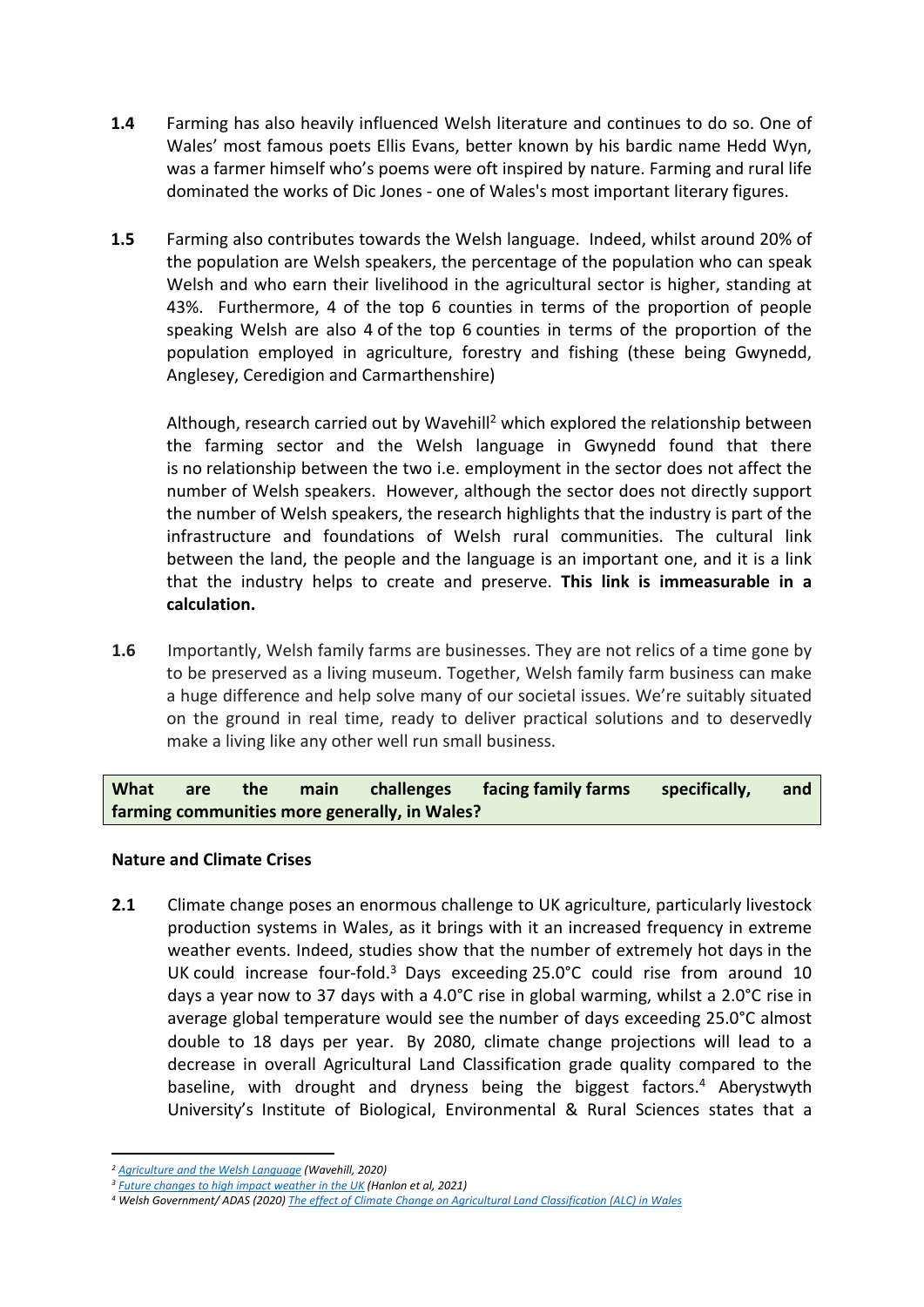**1.4** Farming has also heavily influenced Welsh literature and continues to do so. One of Wales' most famous poets Ellis Evans, better known by his bardic name Hedd Wyn, was a farmer himself who's poems were oft inspired by nature. Farming and rural life dominated the works of Dic Jones - one of Wales's most important literary figures.

**1.5** Farming also contributes towards the Welsh language. Indeed, whilst around 20% of the population are Welsh speakers, the percentage of the population who can speak Welsh and who earn their livelihood in the agricultural sector is higher, standing at 43%. Furthermore, 4 of the top 6 counties in terms of the proportion of people speaking Welsh are also 4 of the top 6 counties in terms of the proportion of the population employed in agriculture, forestry and fishing (these being Gwynedd, Anglesey, Ceredigion and Carmarthenshire)

Although, research carried out by Wavehill[2] which explored the relationship between the farming sector and the Welsh language in Gwynedd found that there is no relationship between the two i.e. employment in the sector does not affect the number of Welsh speakers. However, although the sector does not directly support the number of Welsh speakers, the research highlights that the industry is part of the infrastructure and foundations of Welsh rural communities. The cultural link between the land, the people and the language is an important one, and it is a link that the industry helps to create and preserve. **This link is immeasurable in a calculation.**

**1.6** Importantly, Welsh family farms are businesses. They are not relics of a time gone by to be preserved as a living museum. Together, Welsh family farm business can make a huge difference and help solve many of our societal issues. We're suitably situated on the ground in real time, ready to deliver practical solutions and to deservedly make a living like any other well run small business.

**What are the main challenges facing family farms specifically, and farming communities more generally, in Wales?**

**Nature and Climate Crises**

**2.1** Climate change poses an enormous challenge to UK agriculture, particularly livestock production systems in Wales, as it brings with it an increased frequency in extreme weather events. Indeed, studies show that the number of extremely hot days in the UK could increase four-fold.[3] Days exceeding 25.0°C could rise from around 10 days a year now to 37 days with a 4.0°C rise in global warming, whilst a 2.0°C rise in average global temperature would see the number of days exceeding 25.0°C almost double to 18 days per year. By 2080, climate change projections will lead to a decrease in overall Agricultural Land Classification grade quality compared to the baseline, with drought and dryness being the biggest factors.[4] Aberystwyth University's Institute of Biological, Environmental & Rural Sciences states that a

---

[2] *Agriculture and the Welsh Language (Wavehill, 2020)*

[3] *Future changes to high impact weather in the UK (Hanlon et al, 2021)*

[4] *Welsh Government/ ADAS (2020) The effect of Climate Change on Agricultural Land Classification (ALC) in Wales*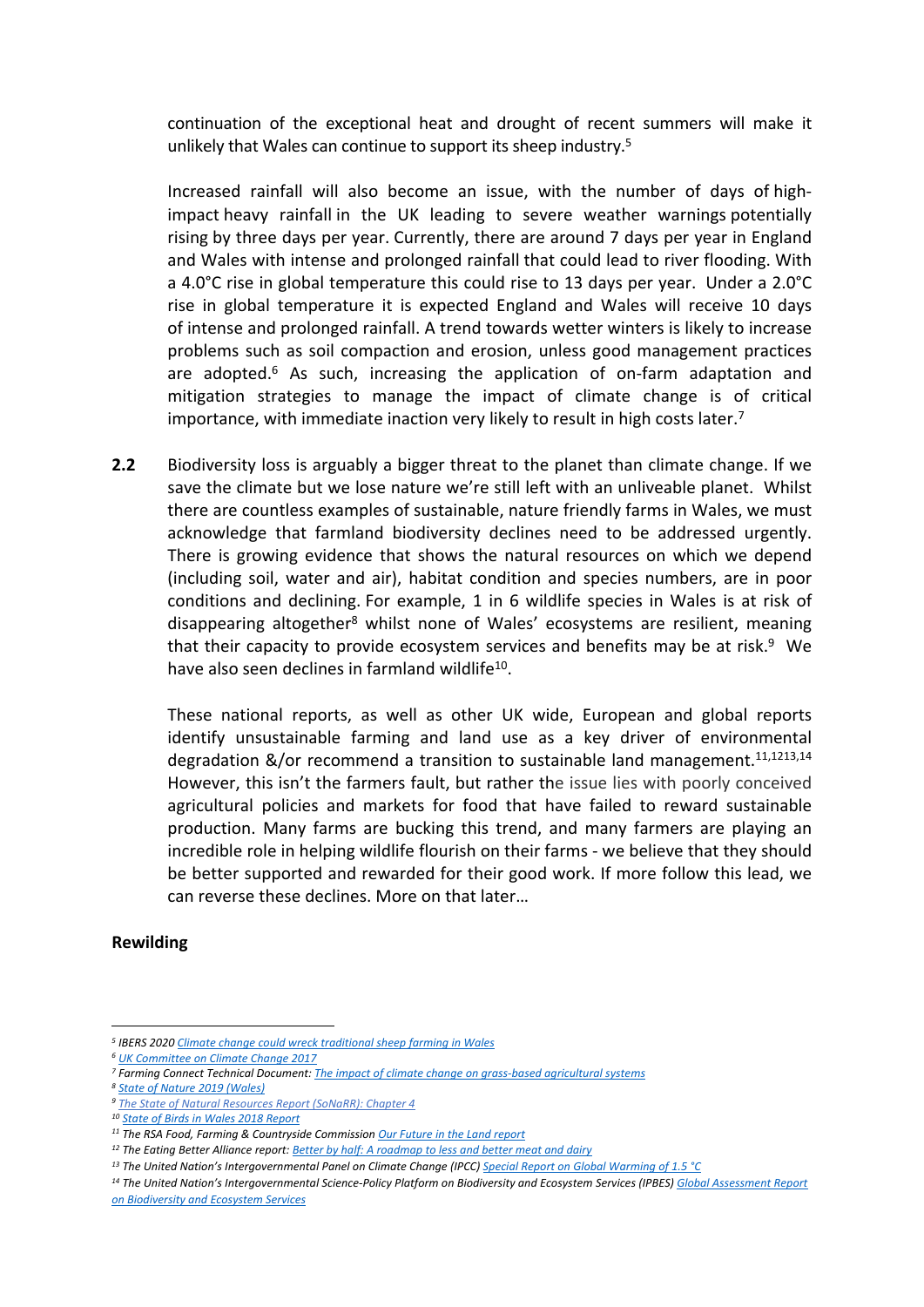continuation of the exceptional heat and drought of recent summers will make it unlikely that Wales can continue to support its sheep industry.[5]

Increased rainfall will also become an issue, with the number of days of high-impact heavy rainfall in the UK leading to severe weather warnings potentially rising by three days per year. Currently, there are around 7 days per year in England and Wales with intense and prolonged rainfall that could lead to river flooding. With a 4.0°C rise in global temperature this could rise to 13 days per year. Under a 2.0°C rise in global temperature it is expected England and Wales will receive 10 days of intense and prolonged rainfall. A trend towards wetter winters is likely to increase problems such as soil compaction and erosion, unless good management practices are adopted.[6] As such, increasing the application of on-farm adaptation and mitigation strategies to manage the impact of climate change is of critical importance, with immediate inaction very likely to result in high costs later.[7]

**2.2** Biodiversity loss is arguably a bigger threat to the planet than climate change. If we save the climate but we lose nature we're still left with an unliveable planet. Whilst there are countless examples of sustainable, nature friendly farms in Wales, we must acknowledge that farmland biodiversity declines need to be addressed urgently. There is growing evidence that shows the natural resources on which we depend (including soil, water and air), habitat condition and species numbers, are in poor conditions and declining. For example, 1 in 6 wildlife species in Wales is at risk of disappearing altogether[8] whilst none of Wales' ecosystems are resilient, meaning that their capacity to provide ecosystem services and benefits may be at risk.[9] We have also seen declines in farmland wildlife[10].

These national reports, as well as other UK wide, European and global reports identify unsustainable farming and land use as a key driver of environmental degradation &/or recommend a transition to sustainable land management.[11,12,13,14] However, this isn't the farmers fault, but rather the issue lies with poorly conceived agricultural policies and markets for food that have failed to reward sustainable production. Many farms are bucking this trend, and many farmers are playing an incredible role in helping wildlife flourish on their farms - we believe that they should be better supported and rewarded for their good work. If more follow this lead, we can reverse these declines. More on that later…

**Rewilding**

---

[5] IBERS 2020 *Climate change could wreck traditional sheep farming in Wales*

[6] *UK Committee on Climate Change 2017*

[7] Farming Connect Technical Document: *The impact of climate change on grass-based agricultural systems*

[8] *State of Nature 2019 (Wales)*

[9] *The State of Natural Resources Report (SoNaRR): Chapter 4*

[10] *State of Birds in Wales 2018 Report*

[11] The RSA Food, Farming & Countryside Commission *Our Future in the Land report*

[12] The Eating Better Alliance report: *Better by half: A roadmap to less and better meat and dairy*

[13] The United Nation's Intergovernmental Panel on Climate Change (IPCC) *Special Report on Global Warming of 1.5 °C*

[14] The United Nation's Intergovernmental Science-Policy Platform on Biodiversity and Ecosystem Services (IPBES) *Global Assessment Report on Biodiversity and Ecosystem Services*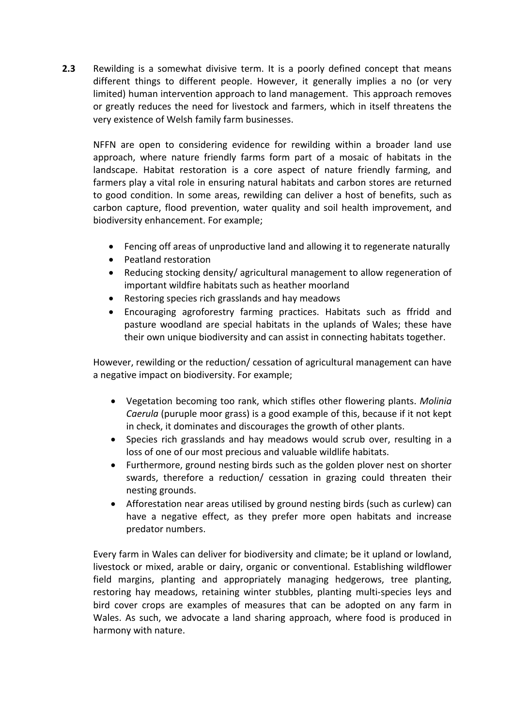**2.3** Rewilding is a somewhat divisive term. It is a poorly defined concept that means different things to different people. However, it generally implies a no (or very limited) human intervention approach to land management. This approach removes or greatly reduces the need for livestock and farmers, which in itself threatens the very existence of Welsh family farm businesses.

NFFN are open to considering evidence for rewilding within a broader land use approach, where nature friendly farms form part of a mosaic of habitats in the landscape. Habitat restoration is a core aspect of nature friendly farming, and farmers play a vital role in ensuring natural habitats and carbon stores are returned to good condition. In some areas, rewilding can deliver a host of benefits, such as carbon capture, flood prevention, water quality and soil health improvement, and biodiversity enhancement. For example;

- Fencing off areas of unproductive land and allowing it to regenerate naturally
- Peatland restoration
- Reducing stocking density/ agricultural management to allow regeneration of important wildfire habitats such as heather moorland
- Restoring species rich grasslands and hay meadows
- Encouraging agroforestry farming practices. Habitats such as ffridd and pasture woodland are special habitats in the uplands of Wales; these have their own unique biodiversity and can assist in connecting habitats together.

However, rewilding or the reduction/ cessation of agricultural management can have a negative impact on biodiversity. For example;

- Vegetation becoming too rank, which stifles other flowering plants. *Molinia Caerula* (puruple moor grass) is a good example of this, because if it not kept in check, it dominates and discourages the growth of other plants.
- Species rich grasslands and hay meadows would scrub over, resulting in a loss of one of our most precious and valuable wildlife habitats.
- Furthermore, ground nesting birds such as the golden plover nest on shorter swards, therefore a reduction/ cessation in grazing could threaten their nesting grounds.
- Afforestation near areas utilised by ground nesting birds (such as curlew) can have a negative effect, as they prefer more open habitats and increase predator numbers.

Every farm in Wales can deliver for biodiversity and climate; be it upland or lowland, livestock or mixed, arable or dairy, organic or conventional. Establishing wildflower field margins, planting and appropriately managing hedgerows, tree planting, restoring hay meadows, retaining winter stubbles, planting multi-species leys and bird cover crops are examples of measures that can be adopted on any farm in Wales. As such, we advocate a land sharing approach, where food is produced in harmony with nature.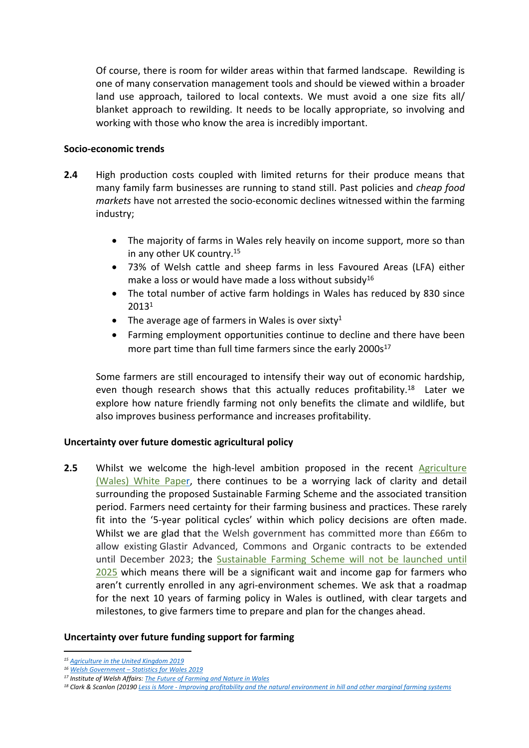Of course, there is room for wilder areas within that farmed landscape. Rewilding is one of many conservation management tools and should be viewed within a broader land use approach, tailored to local contexts. We must avoid a one size fits all/ blanket approach to rewilding. It needs to be locally appropriate, so involving and working with those who know the area is incredibly important.

**Socio-economic trends**

**2.4** High production costs coupled with limited returns for their produce means that many family farm businesses are running to stand still. Past policies and *cheap food markets* have not arrested the socio-economic declines witnessed within the farming industry;

- The majority of farms in Wales rely heavily on income support, more so than in any other UK country.[15]
- 73% of Welsh cattle and sheep farms in less Favoured Areas (LFA) either make a loss or would have made a loss without subsidy[16]
- The total number of active farm holdings in Wales has reduced by 830 since 2013[1]
- The average age of farmers in Wales is over sixty[1]
- Farming employment opportunities continue to decline and there have been more part time than full time farmers since the early 2000s[17]

Some farmers are still encouraged to intensify their way out of economic hardship, even though research shows that this actually reduces profitability.[18] Later we explore how nature friendly farming not only benefits the climate and wildlife, but also improves business performance and increases profitability.

**Uncertainty over future domestic agricultural policy**

**2.5** Whilst we welcome the high-level ambition proposed in the recent Agriculture (Wales) White Paper, there continues to be a worrying lack of clarity and detail surrounding the proposed Sustainable Farming Scheme and the associated transition period. Farmers need certainty for their farming business and practices. These rarely fit into the '5-year political cycles' within which policy decisions are often made. Whilst we are glad that the Welsh government has committed more than £66m to allow existing Glastir Advanced, Commons and Organic contracts to be extended until December 2023; the Sustainable Farming Scheme will not be launched until 2025 which means there will be a significant wait and income gap for farmers who aren't currently enrolled in any agri-environment schemes. We ask that a roadmap for the next 10 years of farming policy in Wales is outlined, with clear targets and milestones, to give farmers time to prepare and plan for the changes ahead.

**Uncertainty over future funding support for farming**

---

[15] *Agriculture in the United Kingdom 2019*

[16] *Welsh Government – Statistics for Wales 2019*

[17] *Institute of Welsh Affairs: The Future of Farming and Nature in Wales*

[18] *Clark & Scanlon (20190 Less is More - Improving profitability and the natural environment in hill and other marginal farming systems*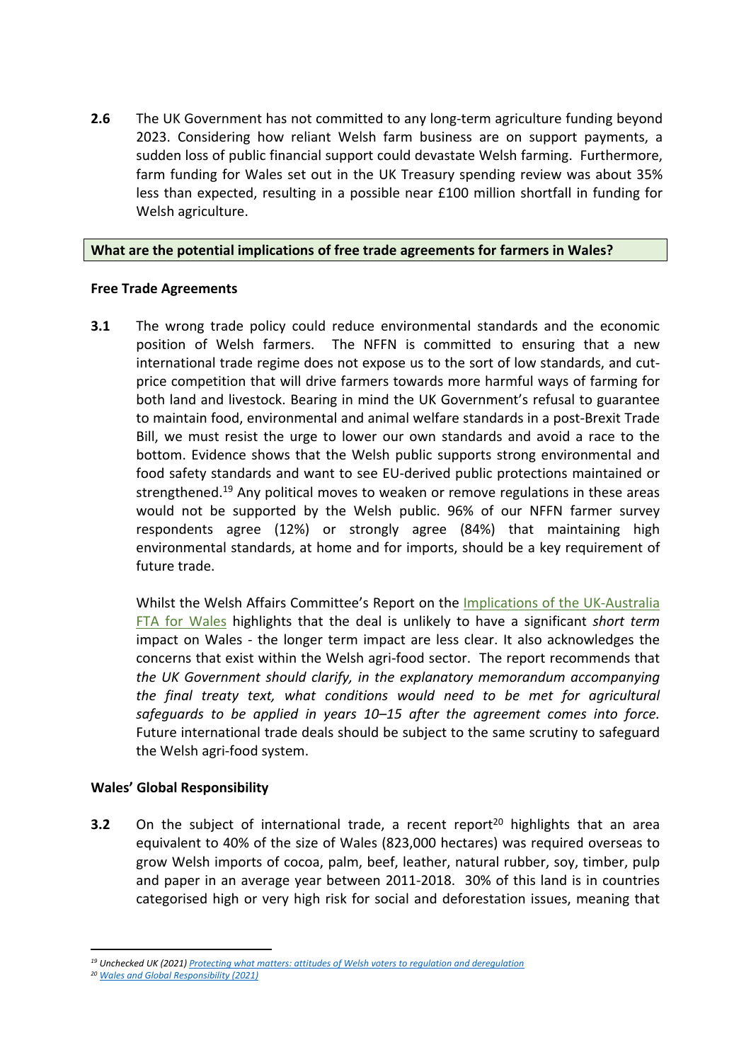**2.6** The UK Government has not committed to any long-term agriculture funding beyond 2023. Considering how reliant Welsh farm business are on support payments, a sudden loss of public financial support could devastate Welsh farming. Furthermore, farm funding for Wales set out in the UK Treasury spending review was about 35% less than expected, resulting in a possible near £100 million shortfall in funding for Welsh agriculture.

**What are the potential implications of free trade agreements for farmers in Wales?**

**Free Trade Agreements**

**3.1** The wrong trade policy could reduce environmental standards and the economic position of Welsh farmers. The NFFN is committed to ensuring that a new international trade regime does not expose us to the sort of low standards, and cut-price competition that will drive farmers towards more harmful ways of farming for both land and livestock. Bearing in mind the UK Government's refusal to guarantee to maintain food, environmental and animal welfare standards in a post-Brexit Trade Bill, we must resist the urge to lower our own standards and avoid a race to the bottom. Evidence shows that the Welsh public supports strong environmental and food safety standards and want to see EU-derived public protections maintained or strengthened.[19] Any political moves to weaken or remove regulations in these areas would not be supported by the Welsh public. 96% of our NFFN farmer survey respondents agree (12%) or strongly agree (84%) that maintaining high environmental standards, at home and for imports, should be a key requirement of future trade.

Whilst the Welsh Affairs Committee's Report on the Implications of the UK-Australia FTA for Wales highlights that the deal is unlikely to have a significant *short term* impact on Wales - the longer term impact are less clear. It also acknowledges the concerns that exist within the Welsh agri-food sector. The report recommends that *the UK Government should clarify, in the explanatory memorandum accompanying the final treaty text, what conditions would need to be met for agricultural safeguards to be applied in years 10–15 after the agreement comes into force.* Future international trade deals should be subject to the same scrutiny to safeguard the Welsh agri-food system.

**Wales' Global Responsibility**

**3.2** On the subject of international trade, a recent report[20] highlights that an area equivalent to 40% of the size of Wales (823,000 hectares) was required overseas to grow Welsh imports of cocoa, palm, beef, leather, natural rubber, soy, timber, pulp and paper in an average year between 2011-2018. 30% of this land is in countries categorised high or very high risk for social and deforestation issues, meaning that

---

[19] *Unchecked UK (2021) Protecting what matters: attitudes of Welsh voters to regulation and deregulation*

[20] *Wales and Global Responsibility (2021)*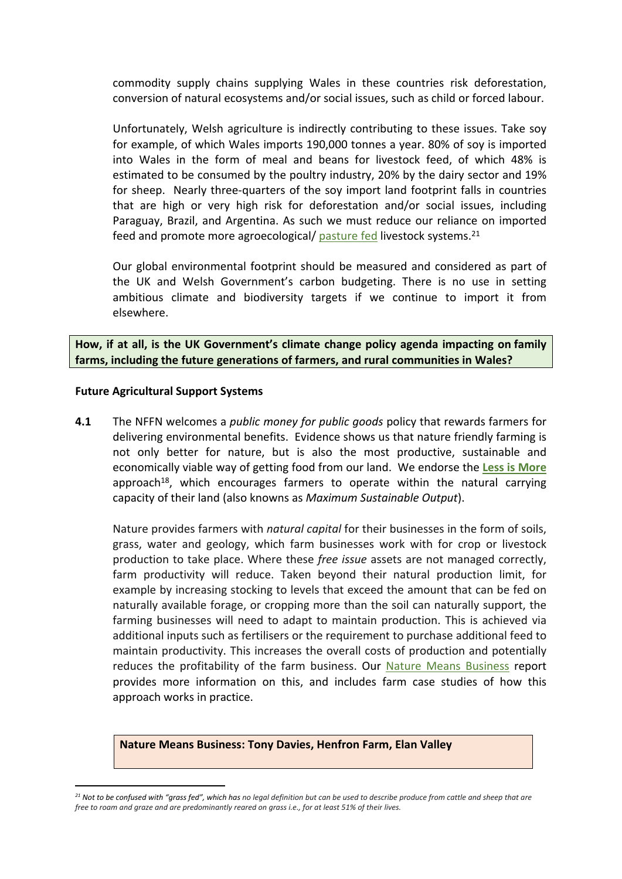commodity supply chains supplying Wales in these countries risk deforestation, conversion of natural ecosystems and/or social issues, such as child or forced labour.

Unfortunately, Welsh agriculture is indirectly contributing to these issues. Take soy for example, of which Wales imports 190,000 tonnes a year. 80% of soy is imported into Wales in the form of meal and beans for livestock feed, of which 48% is estimated to be consumed by the poultry industry, 20% by the dairy sector and 19% for sheep. Nearly three-quarters of the soy import land footprint falls in countries that are high or very high risk for deforestation and/or social issues, including Paraguay, Brazil, and Argentina. As such we must reduce our reliance on imported feed and promote more agroecological/ pasture fed livestock systems.[21]

Our global environmental footprint should be measured and considered as part of the UK and Welsh Government's carbon budgeting. There is no use in setting ambitious climate and biodiversity targets if we continue to import it from elsewhere.

**How, if at all, is the UK Government's climate change policy agenda impacting on family farms, including the future generations of farmers, and rural communities in Wales?**

**Future Agricultural Support Systems**

**4.1** The NFFN welcomes a *public money for public goods* policy that rewards farmers for delivering environmental benefits. Evidence shows us that nature friendly farming is not only better for nature, but is also the most productive, sustainable and economically viable way of getting food from our land. We endorse the **Less is More** approach[18], which encourages farmers to operate within the natural carrying capacity of their land (also knowns as *Maximum Sustainable Output*).

Nature provides farmers with *natural capital* for their businesses in the form of soils, grass, water and geology, which farm businesses work with for crop or livestock production to take place. Where these *free issue* assets are not managed correctly, farm productivity will reduce. Taken beyond their natural production limit, for example by increasing stocking to levels that exceed the amount that can be fed on naturally available forage, or cropping more than the soil can naturally support, the farming businesses will need to adapt to maintain production. This is achieved via additional inputs such as fertilisers or the requirement to purchase additional feed to maintain productivity. This increases the overall costs of production and potentially reduces the profitability of the farm business. Our Nature Means Business report provides more information on this, and includes farm case studies of how this approach works in practice.

**Nature Means Business: Tony Davies, Henfron Farm, Elan Valley**

---

[21] *Not to be confused with "grass fed", which has no legal definition but can be used to describe produce from cattle and sheep that are free to roam and graze and are predominantly reared on grass i.e., for at least 51% of their lives.*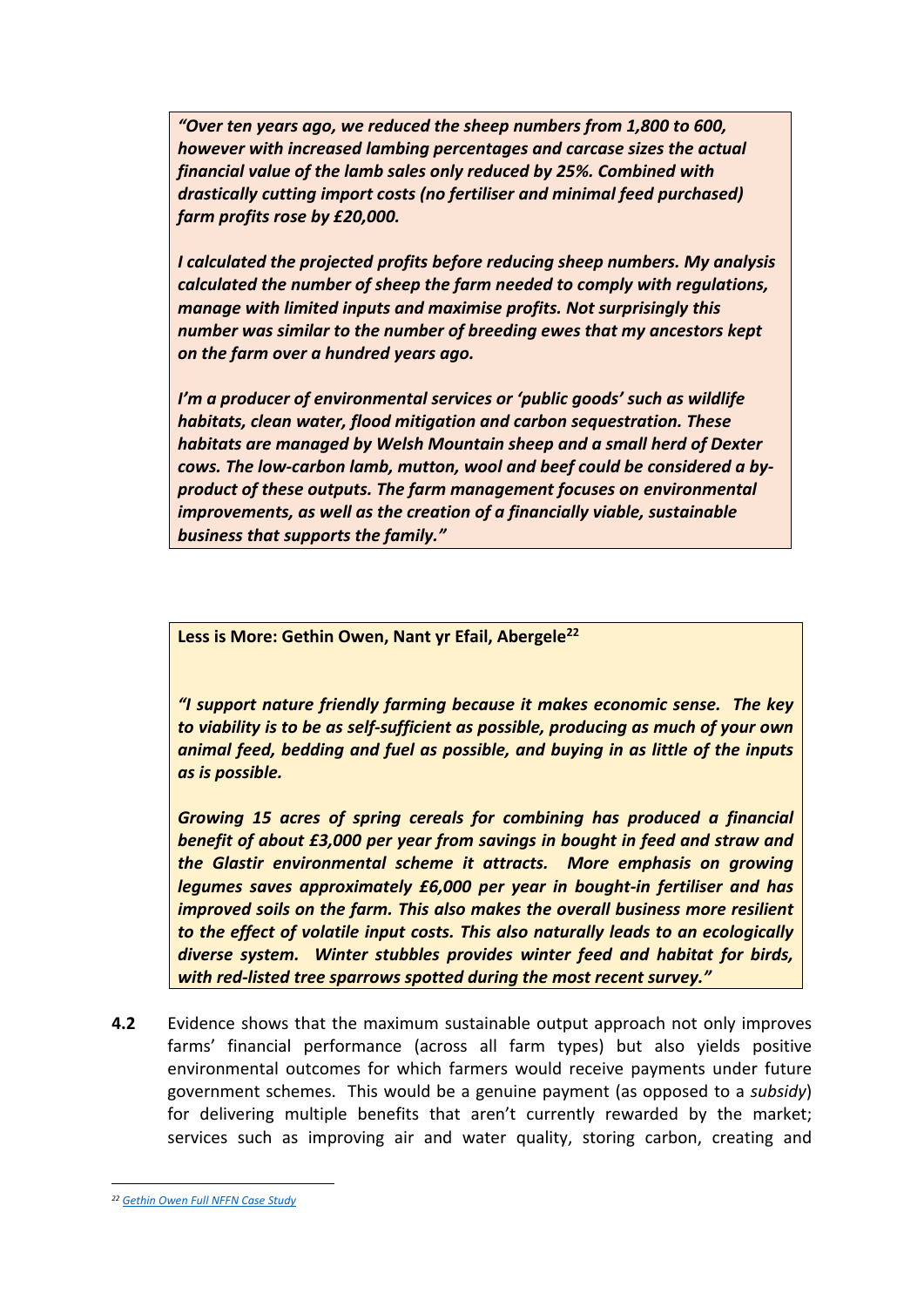*"Over ten years ago, we reduced the sheep numbers from 1,800 to 600, however with increased lambing percentages and carcase sizes the actual financial value of the lamb sales only reduced by 25%. Combined with drastically cutting import costs (no fertiliser and minimal feed purchased) farm profits rose by £20,000.*

*I calculated the projected profits before reducing sheep numbers. My analysis calculated the number of sheep the farm needed to comply with regulations, manage with limited inputs and maximise profits. Not surprisingly this number was similar to the number of breeding ewes that my ancestors kept on the farm over a hundred years ago.*

*I'm a producer of environmental services or 'public goods' such as wildlife habitats, clean water, flood mitigation and carbon sequestration. These habitats are managed by Welsh Mountain sheep and a small herd of Dexter cows. The low-carbon lamb, mutton, wool and beef could be considered a by-product of these outputs. The farm management focuses on environmental improvements, as well as the creation of a financially viable, sustainable business that supports the family."*

**Less is More: Gethin Owen, Nant yr Efail, Abergele**[22]

*"I support nature friendly farming because it makes economic sense. The key to viability is to be as self-sufficient as possible, producing as much of your own animal feed, bedding and fuel as possible, and buying in as little of the inputs as is possible.*

*Growing 15 acres of spring cereals for combining has produced a financial benefit of about £3,000 per year from savings in bought in feed and straw and the Glastir environmental scheme it attracts. More emphasis on growing legumes saves approximately £6,000 per year in bought-in fertiliser and has improved soils on the farm. This also makes the overall business more resilient to the effect of volatile input costs. This also naturally leads to an ecologically diverse system. Winter stubbles provides winter feed and habitat for birds, with red-listed tree sparrows spotted during the most recent survey."*

**4.2** Evidence shows that the maximum sustainable output approach not only improves farms' financial performance (across all farm types) but also yields positive environmental outcomes for which farmers would receive payments under future government schemes. This would be a genuine payment (as opposed to a *subsidy*) for delivering multiple benefits that aren't currently rewarded by the market; services such as improving air and water quality, storing carbon, creating and

---

[22] Gethin Owen Full NFFN Case Study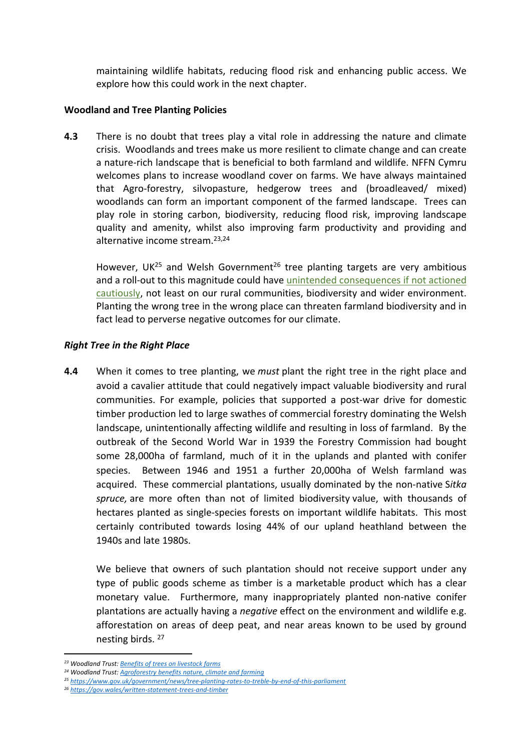maintaining wildlife habitats, reducing flood risk and enhancing public access. We explore how this could work in the next chapter.

**Woodland and Tree Planting Policies**

**4.3** There is no doubt that trees play a vital role in addressing the nature and climate crisis. Woodlands and trees make us more resilient to climate change and can create a nature-rich landscape that is beneficial to both farmland and wildlife. NFFN Cymru welcomes plans to increase woodland cover on farms. We have always maintained that Agro-forestry, silvopasture, hedgerow trees and (broadleaved/ mixed) woodlands can form an important component of the farmed landscape. Trees can play role in storing carbon, biodiversity, reducing flood risk, improving landscape quality and amenity, whilst also improving farm productivity and providing and alternative income stream.[23,24]

However, UK[25] and Welsh Government[26] tree planting targets are very ambitious and a roll-out to this magnitude could have unintended consequences if not actioned cautiously, not least on our rural communities, biodiversity and wider environment. Planting the wrong tree in the wrong place can threaten farmland biodiversity and in fact lead to perverse negative outcomes for our climate.

***Right Tree in the Right Place***

**4.4** When it comes to tree planting, we *must* plant the right tree in the right place and avoid a cavalier attitude that could negatively impact valuable biodiversity and rural communities. For example, policies that supported a post-war drive for domestic timber production led to large swathes of commercial forestry dominating the Welsh landscape, unintentionally affecting wildlife and resulting in loss of farmland. By the outbreak of the Second World War in 1939 the Forestry Commission had bought some 28,000ha of farmland, much of it in the uplands and planted with conifer species. Between 1946 and 1951 a further 20,000ha of Welsh farmland was acquired. These commercial plantations, usually dominated by the non-native S*itka spruce,* are more often than not of limited biodiversity value, with thousands of hectares planted as single-species forests on important wildlife habitats. This most certainly contributed towards losing 44% of our upland heathland between the 1940s and late 1980s.

We believe that owners of such plantation should not receive support under any type of public goods scheme as timber is a marketable product which has a clear monetary value. Furthermore, many inappropriately planted non-native conifer plantations are actually having a *negative* effect on the environment and wildlife e.g. afforestation on areas of deep peat, and near areas known to be used by ground nesting birds. [27]

---

[23] *Woodland Trust: Benefits of trees on livestock farms*

[24] *Woodland Trust: Agroforestry benefits nature, climate and farming*

[25] *https://www.gov.uk/government/news/tree-planting-rates-to-treble-by-end-of-this-parliament*

[26] *https://gov.wales/written-statement-trees-and-timber*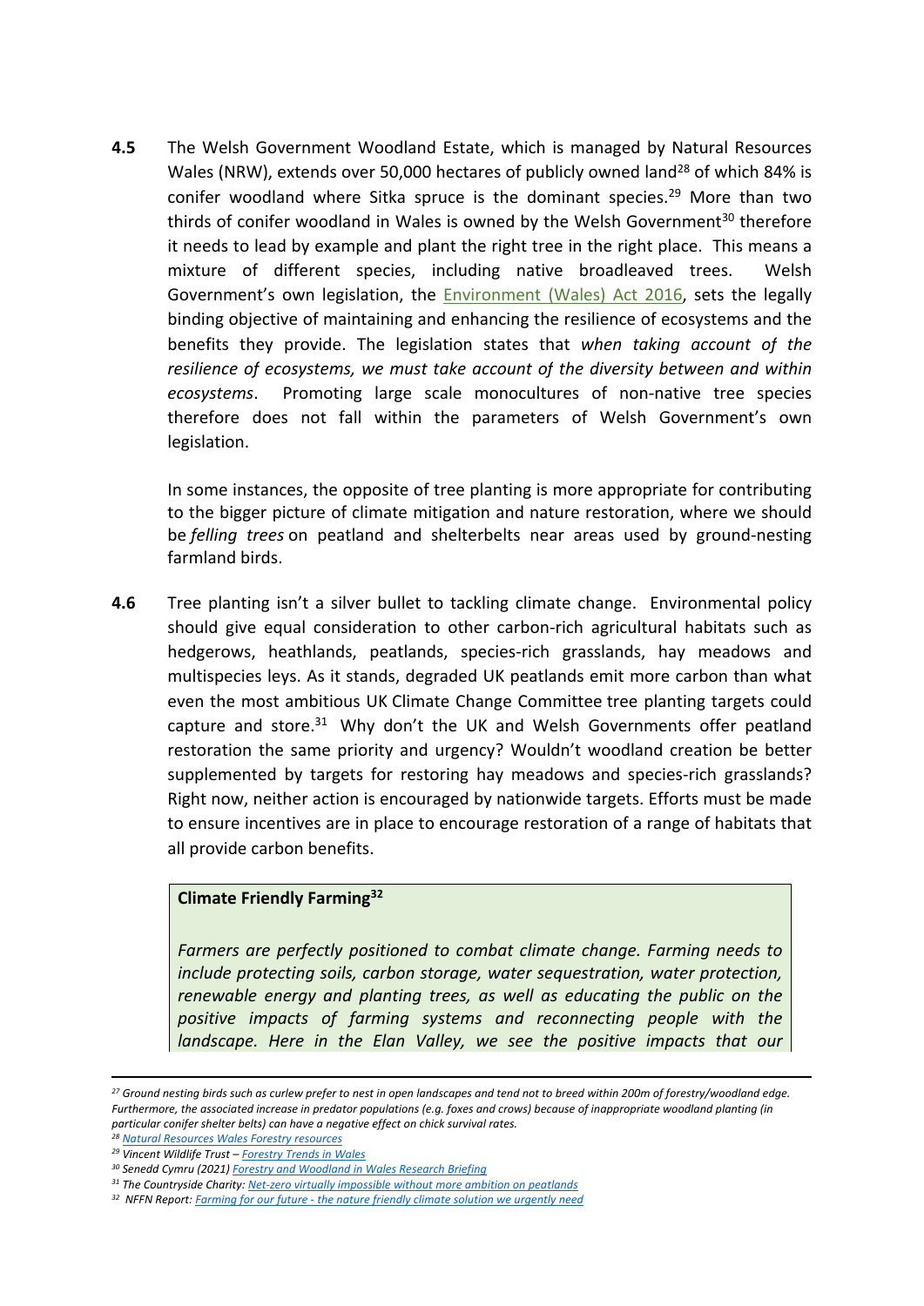**4.5** The Welsh Government Woodland Estate, which is managed by Natural Resources Wales (NRW), extends over 50,000 hectares of publicly owned land[28] of which 84% is conifer woodland where Sitka spruce is the dominant species.[29] More than two thirds of conifer woodland in Wales is owned by the Welsh Government[30] therefore it needs to lead by example and plant the right tree in the right place. This means a mixture of different species, including native broadleaved trees. Welsh Government's own legislation, the [Environment (Wales) Act 2016](), sets the legally binding objective of maintaining and enhancing the resilience of ecosystems and the benefits they provide. The legislation states that *when taking account of the resilience of ecosystems, we must take account of the diversity between and within ecosystems*. Promoting large scale monocultures of non-native tree species therefore does not fall within the parameters of Welsh Government's own legislation.

In some instances, the opposite of tree planting is more appropriate for contributing to the bigger picture of climate mitigation and nature restoration, where we should be *felling trees* on peatland and shelterbelts near areas used by ground-nesting farmland birds.

**4.6** Tree planting isn't a silver bullet to tackling climate change. Environmental policy should give equal consideration to other carbon-rich agricultural habitats such as hedgerows, heathlands, peatlands, species-rich grasslands, hay meadows and multispecies leys. As it stands, degraded UK peatlands emit more carbon than what even the most ambitious UK Climate Change Committee tree planting targets could capture and store.[31] Why don't the UK and Welsh Governments offer peatland restoration the same priority and urgency? Wouldn't woodland creation be better supplemented by targets for restoring hay meadows and species-rich grasslands? Right now, neither action is encouraged by nationwide targets. Efforts must be made to ensure incentives are in place to encourage restoration of a range of habitats that all provide carbon benefits.

> **Climate Friendly Farming[32]**
>
> *Farmers are perfectly positioned to combat climate change. Farming needs to include protecting soils, carbon storage, water sequestration, water protection, renewable energy and planting trees, as well as educating the public on the positive impacts of farming systems and reconnecting people with the landscape. Here in the Elan Valley, we see the positive impacts that our*

---

*[27] Ground nesting birds such as curlew prefer to nest in open landscapes and tend not to breed within 200m of forestry/woodland edge. Furthermore, the associated increase in predator populations (e.g. foxes and crows) because of inappropriate woodland planting (in particular conifer shelter belts) can have a negative effect on chick survival rates.*

*[28] [Natural Resources Wales Forestry resources]()*

*[29] Vincent Wildlife Trust – [Forestry Trends in Wales]()*

*[30] Senedd Cymru (2021) [Forestry and Woodland in Wales Research Briefing]()*

*[31] The Countryside Charity: [Net-zero virtually impossible without more ambition on peatlands]()*

*[32] NFFN Report: [Farming for our future - the nature friendly climate solution we urgently need]()*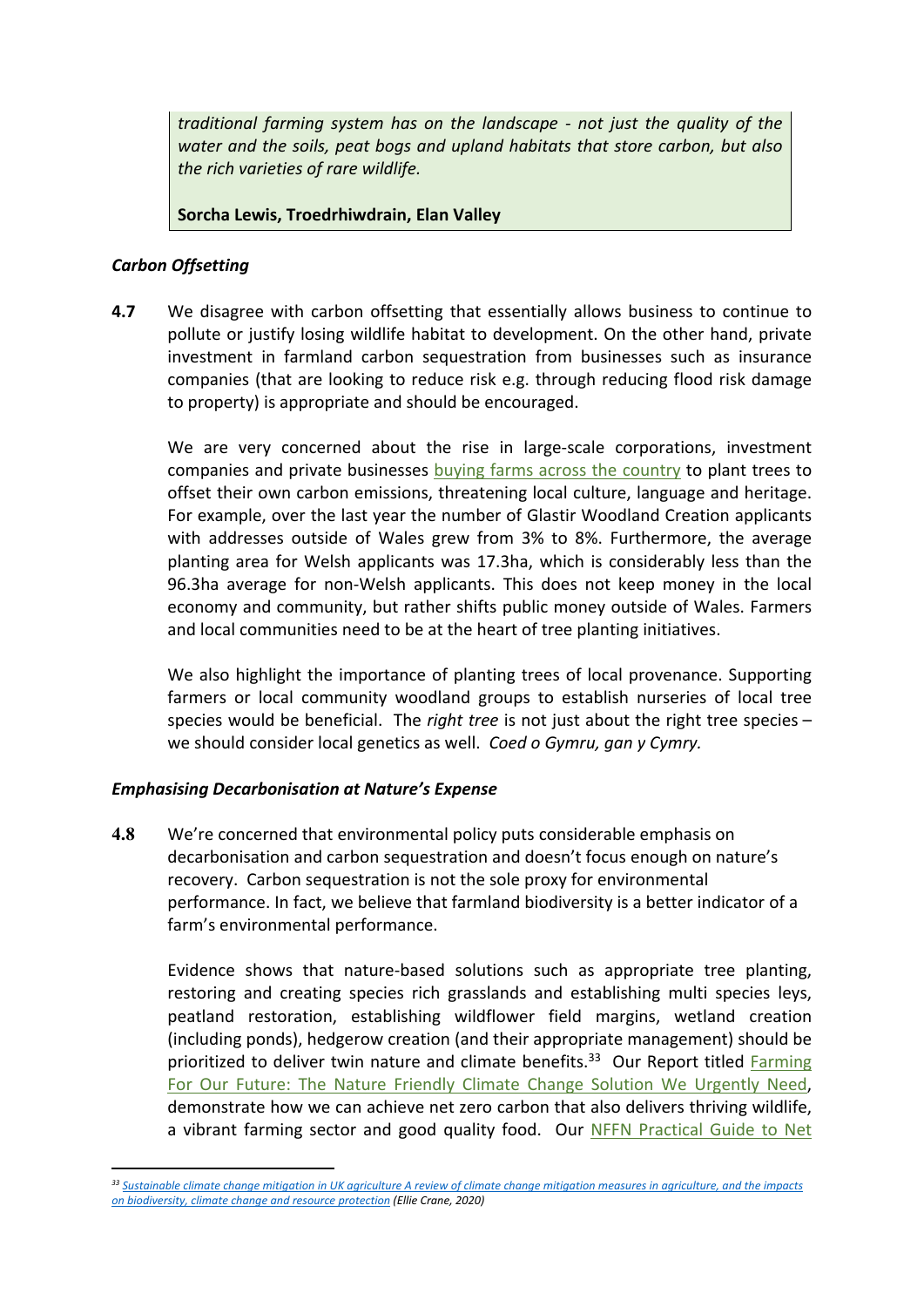*traditional farming system has on the landscape - not just the quality of the water and the soils, peat bogs and upland habitats that store carbon, but also the rich varieties of rare wildlife.*

**Sorcha Lewis, Troedrhiwdrain, Elan Valley**

### *Carbon Offsetting*

**4.7** We disagree with carbon offsetting that essentially allows business to continue to pollute or justify losing wildlife habitat to development. On the other hand, private investment in farmland carbon sequestration from businesses such as insurance companies (that are looking to reduce risk e.g. through reducing flood risk damage to property) is appropriate and should be encouraged.

We are very concerned about the rise in large-scale corporations, investment companies and private businesses buying farms across the country to plant trees to offset their own carbon emissions, threatening local culture, language and heritage. For example, over the last year the number of Glastir Woodland Creation applicants with addresses outside of Wales grew from 3% to 8%. Furthermore, the average planting area for Welsh applicants was 17.3ha, which is considerably less than the 96.3ha average for non-Welsh applicants. This does not keep money in the local economy and community, but rather shifts public money outside of Wales. Farmers and local communities need to be at the heart of tree planting initiatives.

We also highlight the importance of planting trees of local provenance. Supporting farmers or local community woodland groups to establish nurseries of local tree species would be beneficial. The *right tree* is not just about the right tree species – we should consider local genetics as well. *Coed o Gymru, gan y Cymry.*

### *Emphasising Decarbonisation at Nature's Expense*

**4.8** We're concerned that environmental policy puts considerable emphasis on decarbonisation and carbon sequestration and doesn't focus enough on nature's recovery. Carbon sequestration is not the sole proxy for environmental performance. In fact, we believe that farmland biodiversity is a better indicator of a farm's environmental performance.

Evidence shows that nature-based solutions such as appropriate tree planting, restoring and creating species rich grasslands and establishing multi species leys, peatland restoration, establishing wildflower field margins, wetland creation (including ponds), hedgerow creation (and their appropriate management) should be prioritized to deliver twin nature and climate benefits.[33] Our Report titled Farming For Our Future: The Nature Friendly Climate Change Solution We Urgently Need, demonstrate how we can achieve net zero carbon that also delivers thriving wildlife, a vibrant farming sector and good quality food. Our NFFN Practical Guide to Net

---

[33] *Sustainable climate change mitigation in UK agriculture A review of climate change mitigation measures in agriculture, and the impacts on biodiversity, climate change and resource protection (Ellie Crane, 2020)*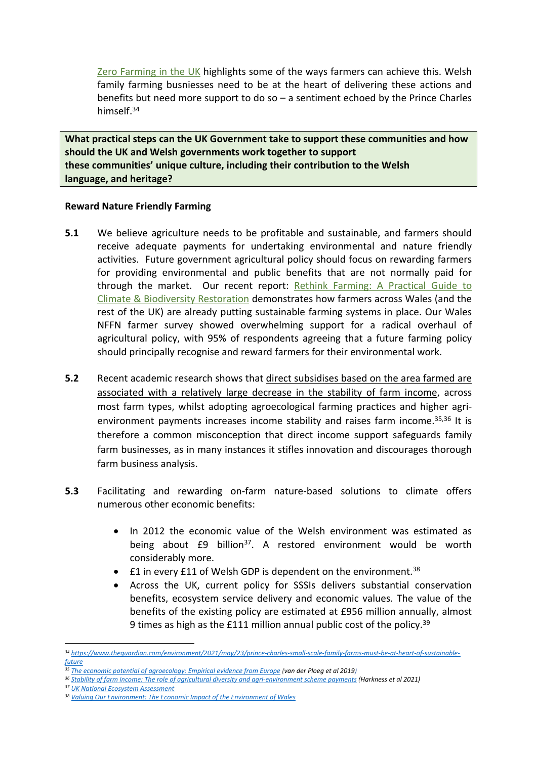Zero Farming in the UK highlights some of the ways farmers can achieve this. Welsh family farming busniesses need to be at the heart of delivering these actions and benefits but need more support to do so – a sentiment echoed by the Prince Charles himself.[34]

**What practical steps can the UK Government take to support these communities and how should the UK and Welsh governments work together to support these communities' unique culture, including their contribution to the Welsh language, and heritage?**

**Reward Nature Friendly Farming**

**5.1** We believe agriculture needs to be profitable and sustainable, and farmers should receive adequate payments for undertaking environmental and nature friendly activities. Future government agricultural policy should focus on rewarding farmers for providing environmental and public benefits that are not normally paid for through the market. Our recent report: Rethink Farming: A Practical Guide to Climate & Biodiversity Restoration demonstrates how farmers across Wales (and the rest of the UK) are already putting sustainable farming systems in place. Our Wales NFFN farmer survey showed overwhelming support for a radical overhaul of agricultural policy, with 95% of respondents agreeing that a future farming policy should principally recognise and reward farmers for their environmental work.

**5.2** Recent academic research shows that direct subsidises based on the area farmed are associated with a relatively large decrease in the stability of farm income, across most farm types, whilst adopting agroecological farming practices and higher agri-environment payments increases income stability and raises farm income.[35,36] It is therefore a common misconception that direct income support safeguards family farm businesses, as in many instances it stifles innovation and discourages thorough farm business analysis.

**5.3** Facilitating and rewarding on-farm nature-based solutions to climate offers numerous other economic benefits:

- In 2012 the economic value of the Welsh environment was estimated as being about £9 billion[37]. A restored environment would be worth considerably more.
- £1 in every £11 of Welsh GDP is dependent on the environment.[38]
- Across the UK, current policy for SSSIs delivers substantial conservation benefits, ecosystem service delivery and economic values. The value of the benefits of the existing policy are estimated at £956 million annually, almost 9 times as high as the £111 million annual public cost of the policy.[39]

---

[34] https://www.theguardian.com/environment/2021/may/23/prince-charles-small-scale-family-farms-must-be-at-heart-of-sustainable-future

[35] *The economic potential of agroecology: Empirical evidence from Europe (van der Ploeg et al 2019)*

[36] *Stability of farm income: The role of agricultural diversity and agri-environment scheme payments (Harkness et al 2021)*

[37] *UK National Ecosystem Assessment*

[38] *Valuing Our Environment: The Economic Impact of the Environment of Wales*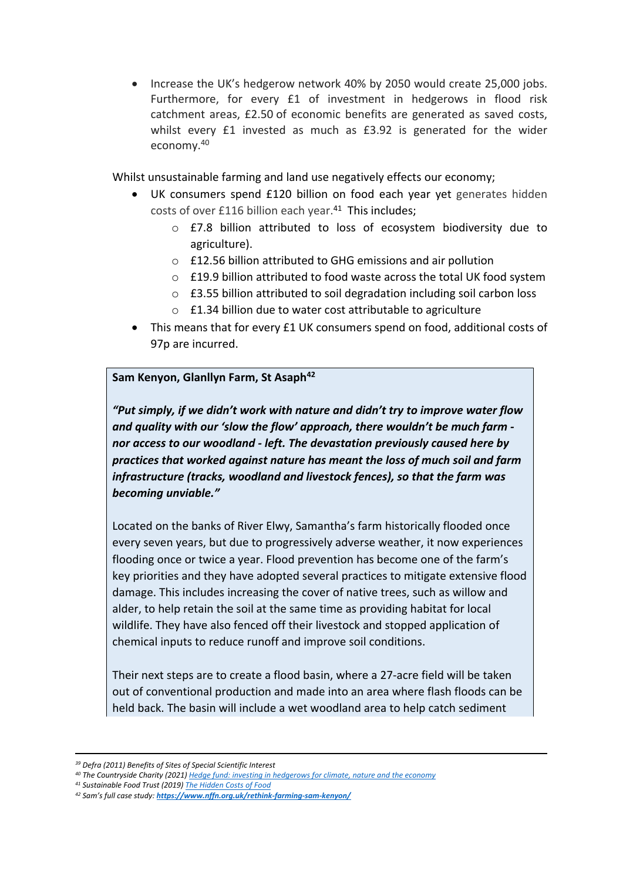- Increase the UK's hedgerow network 40% by 2050 would create 25,000 jobs. Furthermore, for every £1 of investment in hedgerows in flood risk catchment areas, £2.50 of economic benefits are generated as saved costs, whilst every £1 invested as much as £3.92 is generated for the wider economy.[40]

Whilst unsustainable farming and land use negatively effects our economy;

- UK consumers spend £120 billion on food each year yet generates hidden costs of over £116 billion each year.[41] This includes;
  - £7.8 billion attributed to loss of ecosystem biodiversity due to agriculture).
  - £12.56 billion attributed to GHG emissions and air pollution
  - £19.9 billion attributed to food waste across the total UK food system
  - £3.55 billion attributed to soil degradation including soil carbon loss
  - £1.34 billion due to water cost attributable to agriculture
- This means that for every £1 UK consumers spend on food, additional costs of 97p are incurred.

**Sam Kenyon, Glanllyn Farm, St Asaph[42]**

***"Put simply, if we didn't work with nature and didn't try to improve water flow and quality with our 'slow the flow' approach, there wouldn't be much farm - nor access to our woodland - left. The devastation previously caused here by practices that worked against nature has meant the loss of much soil and farm infrastructure (tracks, woodland and livestock fences), so that the farm was becoming unviable."***

Located on the banks of River Elwy, Samantha's farm historically flooded once every seven years, but due to progressively adverse weather, it now experiences flooding once or twice a year. Flood prevention has become one of the farm's key priorities and they have adopted several practices to mitigate extensive flood damage. This includes increasing the cover of native trees, such as willow and alder, to help retain the soil at the same time as providing habitat for local wildlife. They have also fenced off their livestock and stopped application of chemical inputs to reduce runoff and improve soil conditions.

Their next steps are to create a flood basin, where a 27-acre field will be taken out of conventional production and made into an area where flash floods can be held back. The basin will include a wet woodland area to help catch sediment

---

*[39] Defra (2011) Benefits of Sites of Special Scientific Interest*

*[40] The Countryside Charity (2021) Hedge fund: investing in hedgerows for climate, nature and the economy*

*[41] Sustainable Food Trust (2019) The Hidden Costs of Food*

*[42] Sam's full case study: **https://www.nffn.org.uk/rethink-farming-sam-kenyon/***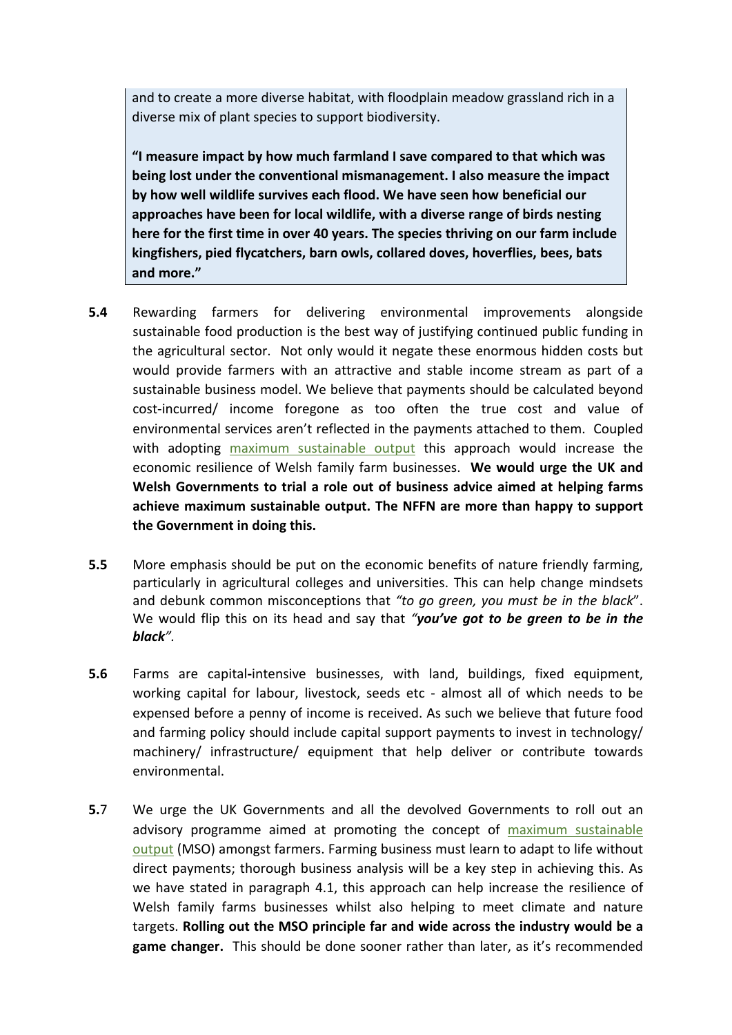and to create a more diverse habitat, with floodplain meadow grassland rich in a diverse mix of plant species to support biodiversity.

**"I measure impact by how much farmland I save compared to that which was being lost under the conventional mismanagement. I also measure the impact by how well wildlife survives each flood. We have seen how beneficial our approaches have been for local wildlife, with a diverse range of birds nesting here for the first time in over 40 years. The species thriving on our farm include kingfishers, pied flycatchers, barn owls, collared doves, hoverflies, bees, bats and more."**

**5.4** Rewarding farmers for delivering environmental improvements alongside sustainable food production is the best way of justifying continued public funding in the agricultural sector. Not only would it negate these enormous hidden costs but would provide farmers with an attractive and stable income stream as part of a sustainable business model. We believe that payments should be calculated beyond cost-incurred/ income foregone as too often the true cost and value of environmental services aren't reflected in the payments attached to them. Coupled with adopting maximum sustainable output this approach would increase the economic resilience of Welsh family farm businesses. **We would urge the UK and Welsh Governments to trial a role out of business advice aimed at helping farms achieve maximum sustainable output. The NFFN are more than happy to support the Government in doing this.**

**5.5** More emphasis should be put on the economic benefits of nature friendly farming, particularly in agricultural colleges and universities. This can help change mindsets and debunk common misconceptions that *"to go green, you must be in the black*". We would flip this on its head and say that ***"you've got to be green to be in the black"***.

**5.6** Farms are capital-intensive businesses, with land, buildings, fixed equipment, working capital for labour, livestock, seeds etc - almost all of which needs to be expensed before a penny of income is received. As such we believe that future food and farming policy should include capital support payments to invest in technology/ machinery/ infrastructure/ equipment that help deliver or contribute towards environmental.

**5.7** We urge the UK Governments and all the devolved Governments to roll out an advisory programme aimed at promoting the concept of maximum sustainable output (MSO) amongst farmers. Farming business must learn to adapt to life without direct payments; thorough business analysis will be a key step in achieving this. As we have stated in paragraph 4.1, this approach can help increase the resilience of Welsh family farms businesses whilst also helping to meet climate and nature targets. **Rolling out the MSO principle far and wide across the industry would be a game changer.** This should be done sooner rather than later, as it's recommended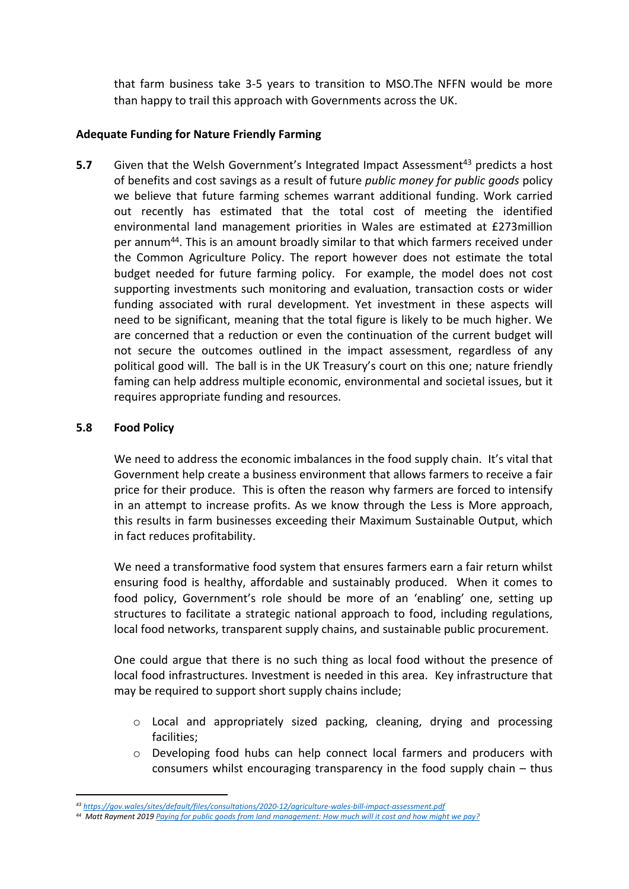that farm business take 3-5 years to transition to MSO.The NFFN would be more than happy to trail this approach with Governments across the UK.

**Adequate Funding for Nature Friendly Farming**

**5.7** Given that the Welsh Government's Integrated Impact Assessment[43] predicts a host of benefits and cost savings as a result of future *public money for public goods* policy we believe that future farming schemes warrant additional funding. Work carried out recently has estimated that the total cost of meeting the identified environmental land management priorities in Wales are estimated at £273million per annum[44]. This is an amount broadly similar to that which farmers received under the Common Agriculture Policy. The report however does not estimate the total budget needed for future farming policy. For example, the model does not cost supporting investments such monitoring and evaluation, transaction costs or wider funding associated with rural development. Yet investment in these aspects will need to be significant, meaning that the total figure is likely to be much higher. We are concerned that a reduction or even the continuation of the current budget will not secure the outcomes outlined in the impact assessment, regardless of any political good will. The ball is in the UK Treasury's court on this one; nature friendly faming can help address multiple economic, environmental and societal issues, but it requires appropriate funding and resources.

**5.8** **Food Policy**

We need to address the economic imbalances in the food supply chain. It's vital that Government help create a business environment that allows farmers to receive a fair price for their produce. This is often the reason why farmers are forced to intensify in an attempt to increase profits. As we know through the Less is More approach, this results in farm businesses exceeding their Maximum Sustainable Output, which in fact reduces profitability.

We need a transformative food system that ensures farmers earn a fair return whilst ensuring food is healthy, affordable and sustainably produced. When it comes to food policy, Government's role should be more of an 'enabling' one, setting up structures to facilitate a strategic national approach to food, including regulations, local food networks, transparent supply chains, and sustainable public procurement.

One could argue that there is no such thing as local food without the presence of local food infrastructures. Investment is needed in this area. Key infrastructure that may be required to support short supply chains include;

- Local and appropriately sized packing, cleaning, drying and processing facilities;
- Developing food hubs can help connect local farmers and producers with consumers whilst encouraging transparency in the food supply chain – thus

---

[43] https://gov.wales/sites/default/files/consultations/2020-12/agriculture-wales-bill-impact-assessment.pdf

[44] *Matt Rayment 2019 Paying for public goods from land management: How much will it cost and how might we pay?*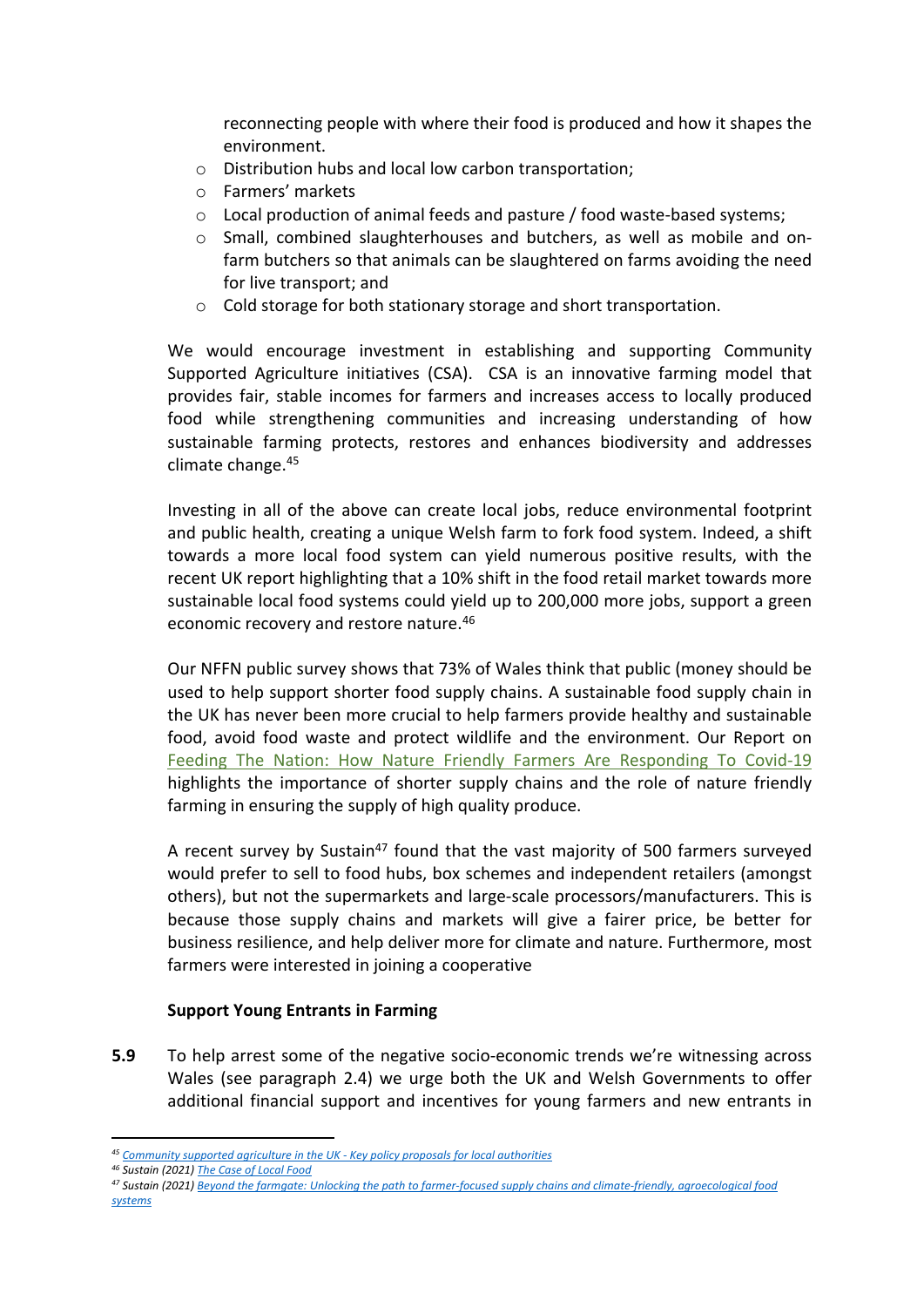reconnecting people with where their food is produced and how it shapes the environment.

- Distribution hubs and local low carbon transportation;
- Farmers' markets
- Local production of animal feeds and pasture / food waste-based systems;
- Small, combined slaughterhouses and butchers, as well as mobile and on-farm butchers so that animals can be slaughtered on farms avoiding the need for live transport; and
- Cold storage for both stationary storage and short transportation.

We would encourage investment in establishing and supporting Community Supported Agriculture initiatives (CSA). CSA is an innovative farming model that provides fair, stable incomes for farmers and increases access to locally produced food while strengthening communities and increasing understanding of how sustainable farming protects, restores and enhances biodiversity and addresses climate change.[45]

Investing in all of the above can create local jobs, reduce environmental footprint and public health, creating a unique Welsh farm to fork food system. Indeed, a shift towards a more local food system can yield numerous positive results, with the recent UK report highlighting that a 10% shift in the food retail market towards more sustainable local food systems could yield up to 200,000 more jobs, support a green economic recovery and restore nature.[46]

Our NFFN public survey shows that 73% of Wales think that public (money should be used to help support shorter food supply chains. A sustainable food supply chain in the UK has never been more crucial to help farmers provide healthy and sustainable food, avoid food waste and protect wildlife and the environment. Our Report on Feeding The Nation: How Nature Friendly Farmers Are Responding To Covid-19 highlights the importance of shorter supply chains and the role of nature friendly farming in ensuring the supply of high quality produce.

A recent survey by Sustain[47] found that the vast majority of 500 farmers surveyed would prefer to sell to food hubs, box schemes and independent retailers (amongst others), but not the supermarkets and large-scale processors/manufacturers. This is because those supply chains and markets will give a fairer price, be better for business resilience, and help deliver more for climate and nature. Furthermore, most farmers were interested in joining a cooperative

**Support Young Entrants in Farming**

**5.9** To help arrest some of the negative socio-economic trends we're witnessing across Wales (see paragraph 2.4) we urge both the UK and Welsh Governments to offer additional financial support and incentives for young farmers and new entrants in

---

[45] *Community supported agriculture in the UK - Key policy proposals for local authorities*

[46] *Sustain (2021) The Case of Local Food*

[47] *Sustain (2021) Beyond the farmgate: Unlocking the path to farmer-focused supply chains and climate-friendly, agroecological food systems*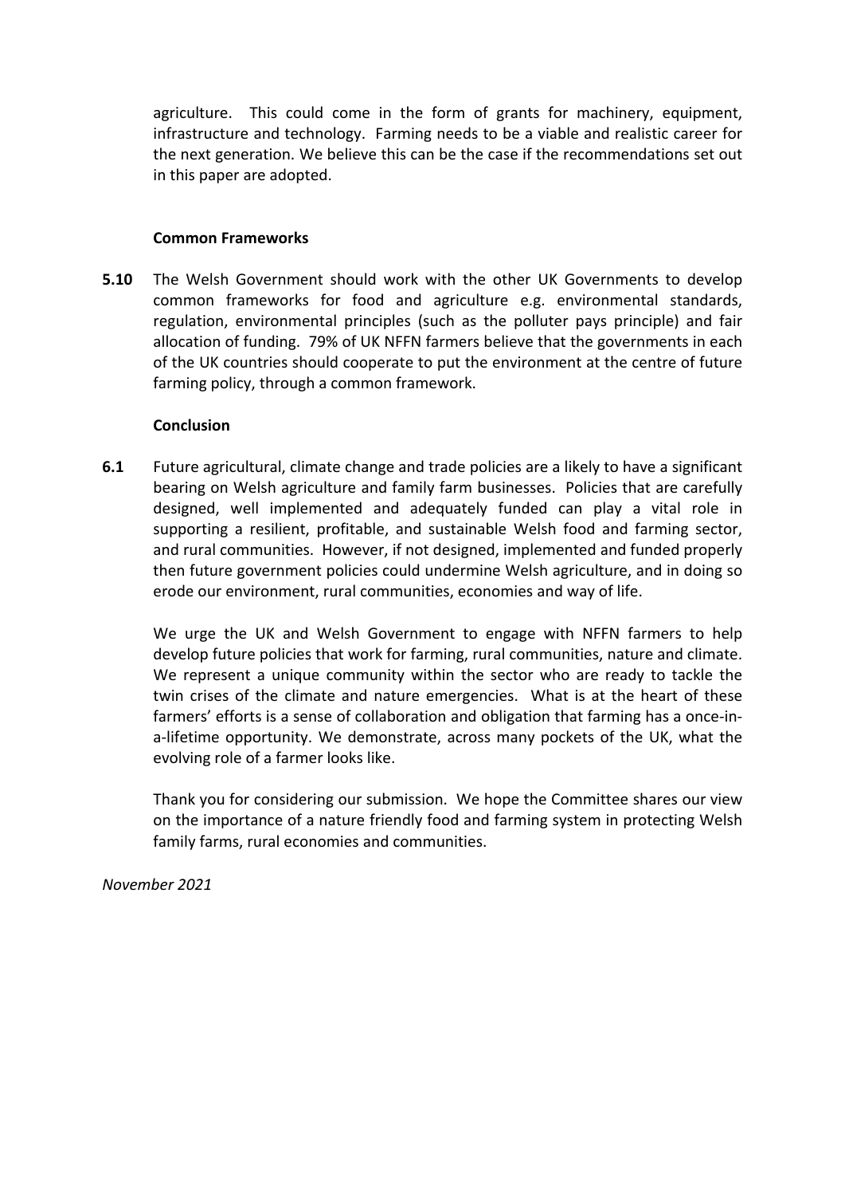agriculture. This could come in the form of grants for machinery, equipment, infrastructure and technology. Farming needs to be a viable and realistic career for the next generation. We believe this can be the case if the recommendations set out in this paper are adopted.

**Common Frameworks**

**5.10** The Welsh Government should work with the other UK Governments to develop common frameworks for food and agriculture e.g. environmental standards, regulation, environmental principles (such as the polluter pays principle) and fair allocation of funding. 79% of UK NFFN farmers believe that the governments in each of the UK countries should cooperate to put the environment at the centre of future farming policy, through a common framework.

**Conclusion**

**6.1** Future agricultural, climate change and trade policies are a likely to have a significant bearing on Welsh agriculture and family farm businesses. Policies that are carefully designed, well implemented and adequately funded can play a vital role in supporting a resilient, profitable, and sustainable Welsh food and farming sector, and rural communities. However, if not designed, implemented and funded properly then future government policies could undermine Welsh agriculture, and in doing so erode our environment, rural communities, economies and way of life.

We urge the UK and Welsh Government to engage with NFFN farmers to help develop future policies that work for farming, rural communities, nature and climate. We represent a unique community within the sector who are ready to tackle the twin crises of the climate and nature emergencies. What is at the heart of these farmers' efforts is a sense of collaboration and obligation that farming has a once-in-a-lifetime opportunity. We demonstrate, across many pockets of the UK, what the evolving role of a farmer looks like.

Thank you for considering our submission. We hope the Committee shares our view on the importance of a nature friendly food and farming system in protecting Welsh family farms, rural economies and communities.

*November 2021*